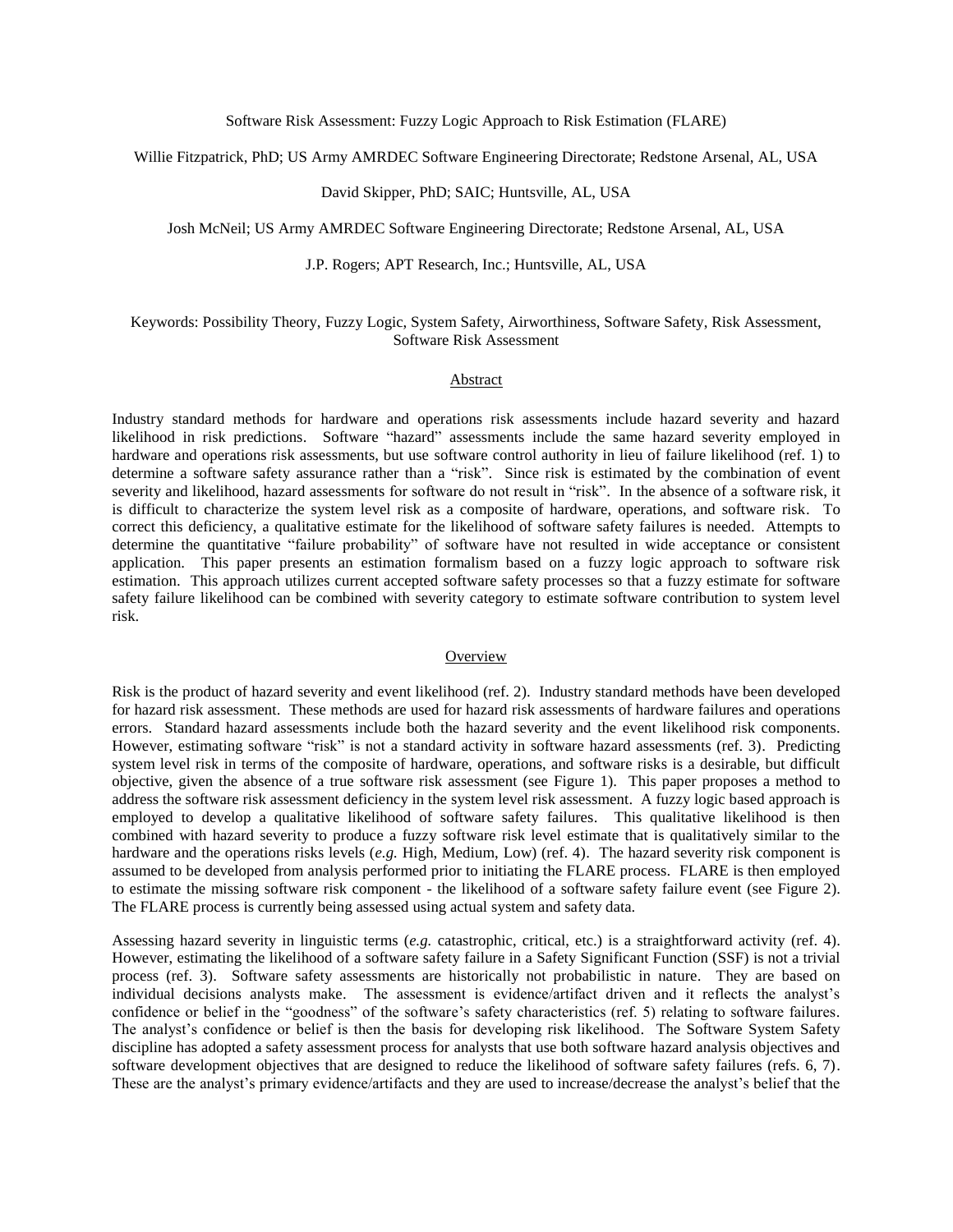# Software Risk Assessment: Fuzzy Logic Approach to Risk Estimation (FLARE)

Willie Fitzpatrick, PhD; US Army AMRDEC Software Engineering Directorate; Redstone Arsenal, AL, USA

David Skipper, PhD; SAIC; Huntsville, AL, USA

Josh McNeil; US Army AMRDEC Software Engineering Directorate; Redstone Arsenal, AL, USA

J.P. Rogers; APT Research, Inc.; Huntsville, AL, USA

Keywords: Possibility Theory, Fuzzy Logic, System Safety, Airworthiness, Software Safety, Risk Assessment, Software Risk Assessment

## Abstract

Industry standard methods for hardware and operations risk assessments include hazard severity and hazard likelihood in risk predictions. Software "hazard" assessments include the same hazard severity employed in hardware and operations risk assessments, but use software control authority in lieu of failure likelihood (ref. 1) to determine a software safety assurance rather than a "risk". Since risk is estimated by the combination of event severity and likelihood, hazard assessments for software do not result in "risk". In the absence of a software risk, it is difficult to characterize the system level risk as a composite of hardware, operations, and software risk. To correct this deficiency, a qualitative estimate for the likelihood of software safety failures is needed. Attempts to determine the quantitative "failure probability" of software have not resulted in wide acceptance or consistent application. This paper presents an estimation formalism based on a fuzzy logic approach to software risk estimation. This approach utilizes current accepted software safety processes so that a fuzzy estimate for software safety failure likelihood can be combined with severity category to estimate software contribution to system level risk.

## Overview

Risk is the product of hazard severity and event likelihood (ref. 2). Industry standard methods have been developed for hazard risk assessment. These methods are used for hazard risk assessments of hardware failures and operations errors. Standard hazard assessments include both the hazard severity and the event likelihood risk components. However, estimating software "risk" is not a standard activity in software hazard assessments (ref. 3). Predicting system level risk in terms of the composite of hardware, operations, and software risks is a desirable, but difficult objective, given the absence of a true software risk assessment (see Figure 1). This paper proposes a method to address the software risk assessment deficiency in the system level risk assessment. A fuzzy logic based approach is employed to develop a qualitative likelihood of software safety failures. This qualitative likelihood is then combined with hazard severity to produce a fuzzy software risk level estimate that is qualitatively similar to the hardware and the operations risks levels (*e.g.* High, Medium, Low) (ref. 4). The hazard severity risk component is assumed to be developed from analysis performed prior to initiating the FLARE process. FLARE is then employed to estimate the missing software risk component - the likelihood of a software safety failure event (see Figure 2). The FLARE process is currently being assessed using actual system and safety data.

Assessing hazard severity in linguistic terms (*e.g.* catastrophic, critical, etc.) is a straightforward activity (ref. 4). However, estimating the likelihood of a software safety failure in a Safety Significant Function (SSF) is not a trivial process (ref. 3). Software safety assessments are historically not probabilistic in nature. They are based on individual decisions analysts make. The assessment is evidence/artifact driven and it reflects the analyst's confidence or belief in the "goodness" of the software's safety characteristics (ref. 5) relating to software failures. The analyst's confidence or belief is then the basis for developing risk likelihood. The Software System Safety discipline has adopted a safety assessment process for analysts that use both software hazard analysis objectives and software development objectives that are designed to reduce the likelihood of software safety failures (refs. 6, 7). These are the analyst's primary evidence/artifacts and they are used to increase/decrease the analyst's belief that the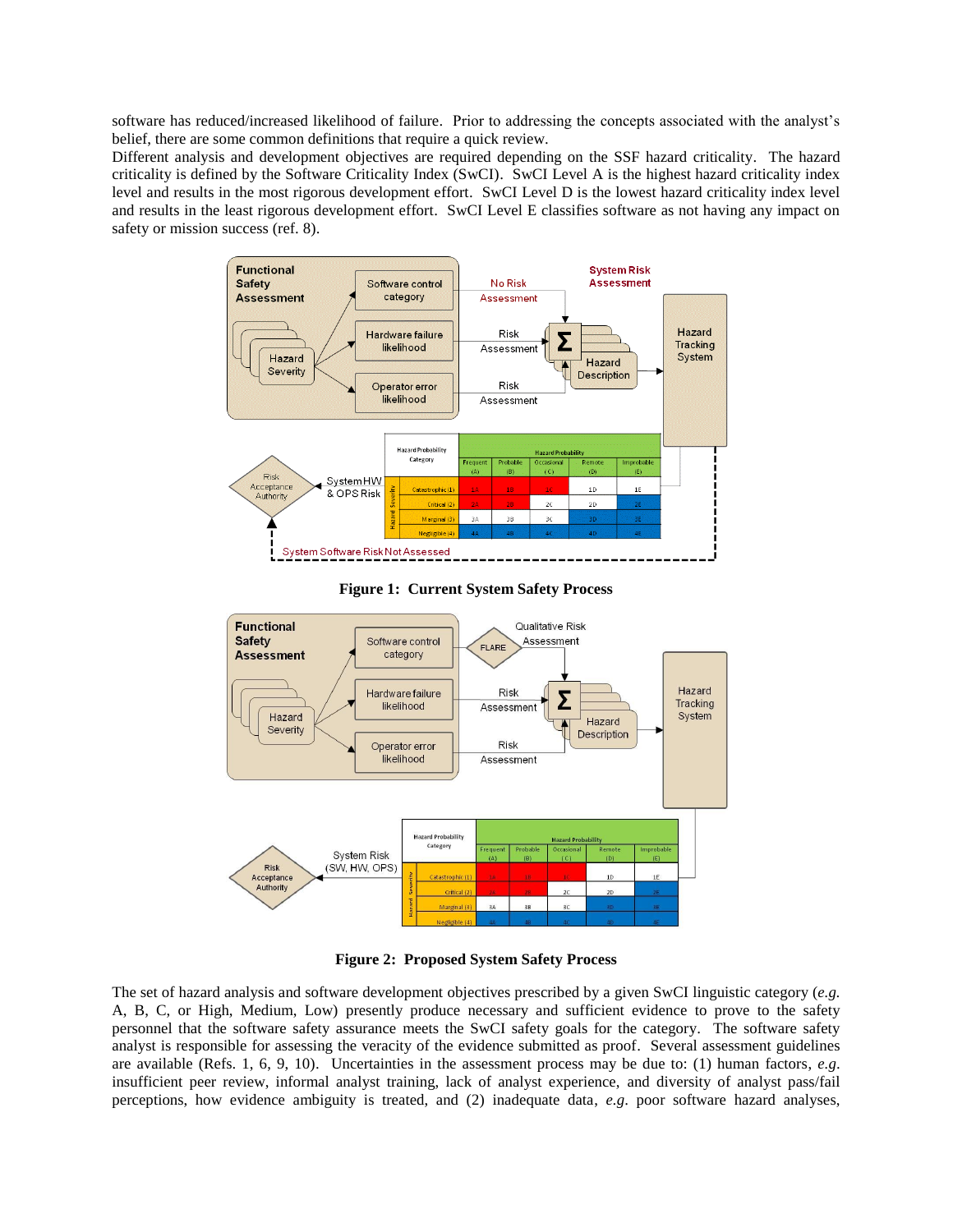software has reduced/increased likelihood of failure. Prior to addressing the concepts associated with the analyst's belief, there are some common definitions that require a quick review.

Different analysis and development objectives are required depending on the SSF hazard criticality. The hazard criticality is defined by the Software Criticality Index (SwCI). SwCI Level A is the highest hazard criticality index level and results in the most rigorous development effort. SwCI Level D is the lowest hazard criticality index level and results in the least rigorous development effort. SwCI Level E classifies software as not having any impact on safety or mission success (ref. 8).

**Figure 1: Current System Safety Process**

**Figure 2: Proposed System Safety Process**

The set of hazard analysis and software development objectives prescribed by a given SwCI linguistic category (*e.g.* A, B, C, or High, Medium, Low) presently produce necessary and sufficient evidence to prove to the safety personnel that the software safety assurance meets the SwCI safety goals for the category. The software safety analyst is responsible for assessing the veracity of the evidence submitted as proof. Several assessment guidelines are available (Refs. 1, 6, 9, 10). Uncertainties in the assessment process may be due to: (1) human factors, *e.g.* insufficient peer review, informal analyst training, lack of analyst experience, and diversity of analyst pass/fail perceptions, how evidence ambiguity is treated, and (2) inadequate data, *e.g.* poor software hazard analyses,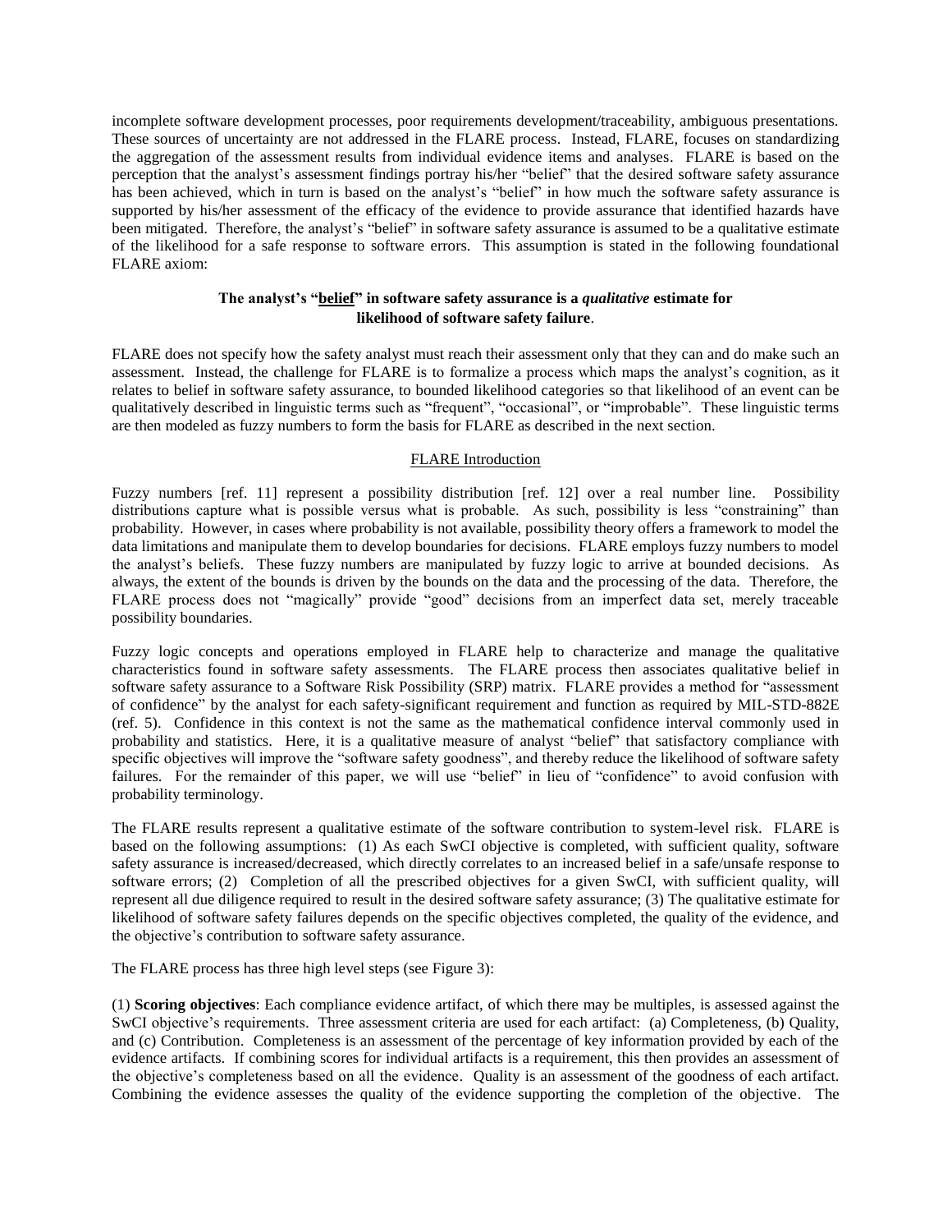incomplete software development processes, poor requirements development/traceability, ambiguous presentations. These sources of uncertainty are not addressed in the FLARE process. Instead, FLARE, focuses on standardizing the aggregation of the assessment results from individual evidence items and analyses. FLARE is based on the perception that the analyst's assessment findings portray his/her "belief" that the desired software safety assurance has been achieved, which in turn is based on the analyst's "belief" in how much the software safety assurance is supported by his/her assessment of the efficacy of the evidence to provide assurance that identified hazards have been mitigated. Therefore, the analyst's "belief" in software safety assurance is assumed to be a qualitative estimate of the likelihood for a safe response to software errors. This assumption is stated in the following foundational FLARE axiom:

**The analyst's "<u>belief</u>" in software safety assurance is a *qualitative* estimate for likelihood of software safety failure**.

FLARE does not specify how the safety analyst must reach their assessment only that they can and do make such an assessment. Instead, the challenge for FLARE is to formalize a process which maps the analyst's cognition, as it relates to belief in software safety assurance, to bounded likelihood categories so that likelihood of an event can be qualitatively described in linguistic terms such as "frequent", "occasional", or "improbable". These linguistic terms are then modeled as fuzzy numbers to form the basis for FLARE as described in the next section.

## <u>FLARE Introduction</u>

Fuzzy numbers [ref. 11] represent a possibility distribution [ref. 12] over a real number line. Possibility distributions capture what is possible versus what is probable. As such, possibility is less "constraining" than probability. However, in cases where probability is not available, possibility theory offers a framework to model the data limitations and manipulate them to develop boundaries for decisions. FLARE employs fuzzy numbers to model the analyst's beliefs. These fuzzy numbers are manipulated by fuzzy logic to arrive at bounded decisions. As always, the extent of the bounds is driven by the bounds on the data and the processing of the data. Therefore, the FLARE process does not "magically" provide "good" decisions from an imperfect data set, merely traceable possibility boundaries.

Fuzzy logic concepts and operations employed in FLARE help to characterize and manage the qualitative characteristics found in software safety assessments. The FLARE process then associates qualitative belief in software safety assurance to a Software Risk Possibility (SRP) matrix. FLARE provides a method for "assessment of confidence" by the analyst for each safety-significant requirement and function as required by MIL-STD-882E (ref. 5). Confidence in this context is not the same as the mathematical confidence interval commonly used in probability and statistics. Here, it is a qualitative measure of analyst "belief" that satisfactory compliance with specific objectives will improve the "software safety goodness", and thereby reduce the likelihood of software safety failures. For the remainder of this paper, we will use "belief" in lieu of "confidence" to avoid confusion with probability terminology.

The FLARE results represent a qualitative estimate of the software contribution to system-level risk. FLARE is based on the following assumptions: (1) As each SwCI objective is completed, with sufficient quality, software safety assurance is increased/decreased, which directly correlates to an increased belief in a safe/unsafe response to software errors; (2) Completion of all the prescribed objectives for a given SwCI, with sufficient quality, will represent all due diligence required to result in the desired software safety assurance; (3) The qualitative estimate for likelihood of software safety failures depends on the specific objectives completed, the quality of the evidence, and the objective's contribution to software safety assurance.

The FLARE process has three high level steps (see Figure 3):

(1) **Scoring objectives**: Each compliance evidence artifact, of which there may be multiples, is assessed against the SwCI objective's requirements. Three assessment criteria are used for each artifact: (a) Completeness, (b) Quality, and (c) Contribution. Completeness is an assessment of the percentage of key information provided by each of the evidence artifacts. If combining scores for individual artifacts is a requirement, this then provides an assessment of the objective's completeness based on all the evidence. Quality is an assessment of the goodness of each artifact. Combining the evidence assesses the quality of the evidence supporting the completion of the objective. The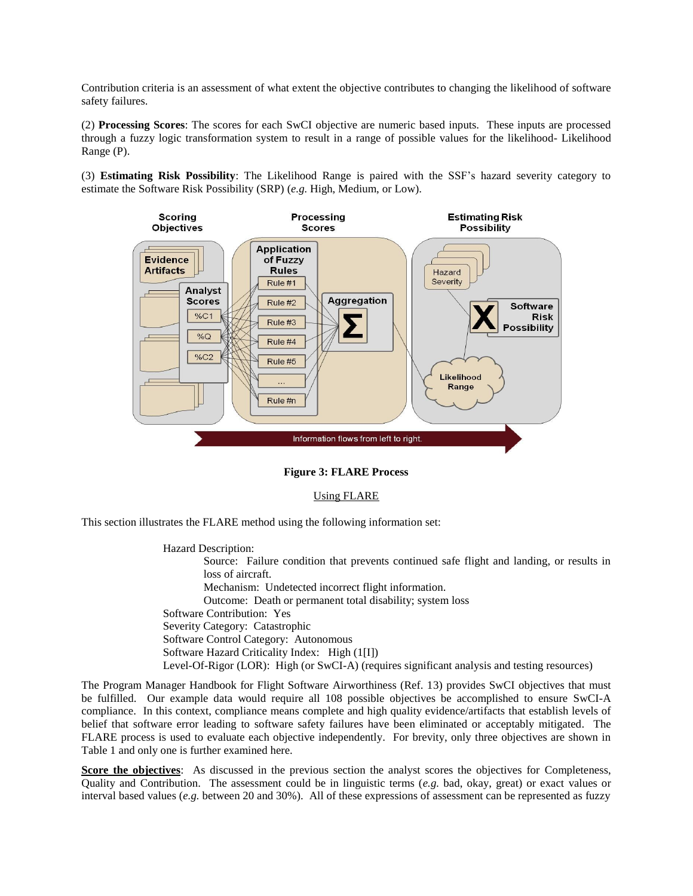Contribution criteria is an assessment of what extent the objective contributes to changing the likelihood of software safety failures.

(2) **Processing Scores**: The scores for each SwCI objective are numeric based inputs. These inputs are processed through a fuzzy logic transformation system to result in a range of possible values for the likelihood- Likelihood Range (P).

(3) **Estimating Risk Possibility**: The Likelihood Range is paired with the SSF's hazard severity category to estimate the Software Risk Possibility (SRP) (*e.g.* High, Medium, or Low).

**Figure 3: FLARE Process**

## Using FLARE

This section illustrates the FLARE method using the following information set:

Hazard Description:

- Source: Failure condition that prevents continued safe flight and landing, or results in loss of aircraft.
- Mechanism: Undetected incorrect flight information.
- Outcome: Death or permanent total disability; system loss

Software Contribution: Yes
Severity Category: Catastrophic
Software Control Category: Autonomous
Software Hazard Criticality Index: High (1[I])
Level-Of-Rigor (LOR): High (or SwCI-A) (requires significant analysis and testing resources)

The Program Manager Handbook for Flight Software Airworthiness (Ref. 13) provides SwCI objectives that must be fulfilled. Our example data would require all 108 possible objectives be accomplished to ensure SwCI-A compliance. In this context, compliance means complete and high quality evidence/artifacts that establish levels of belief that software error leading to software safety failures have been eliminated or acceptably mitigated. The FLARE process is used to evaluate each objective independently. For brevity, only three objectives are shown in Table 1 and only one is further examined here.

**Score the objectives**: As discussed in the previous section the analyst scores the objectives for Completeness, Quality and Contribution. The assessment could be in linguistic terms (*e.g.* bad, okay, great) or exact values or interval based values (*e.g.* between 20 and 30%). All of these expressions of assessment can be represented as fuzzy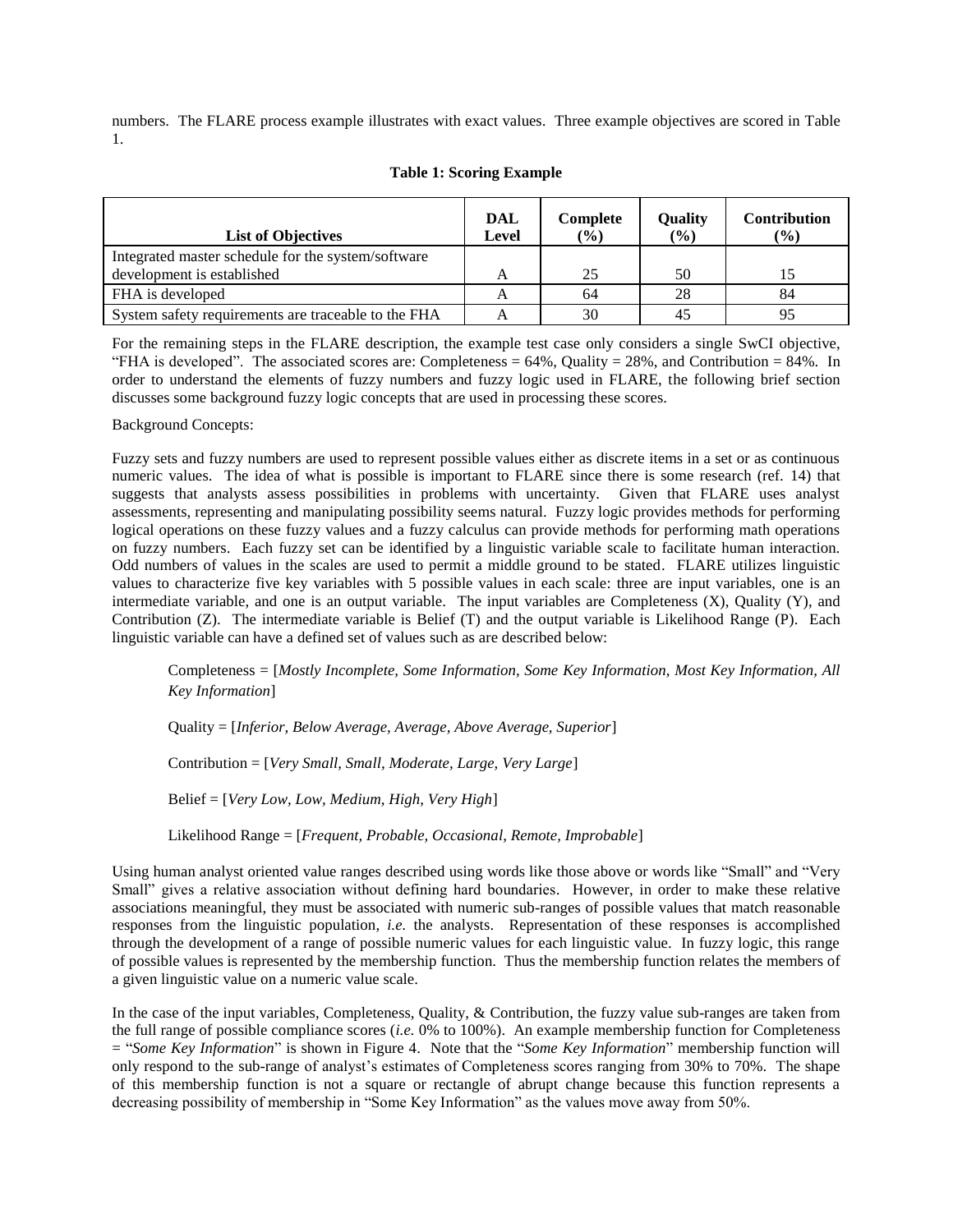numbers. The FLARE process example illustrates with exact values. Three example objectives are scored in Table 1.

**Table 1: Scoring Example**

| List of Objectives | DAL Level | Complete (%) | Quality (%) | Contribution (%) |
|---|---|---|---|---|
| Integrated master schedule for the system/software development is established | A | 25 | 50 | 15 |
| FHA is developed | A | 64 | 28 | 84 |
| System safety requirements are traceable to the FHA | A | 30 | 45 | 95 |

For the remaining steps in the FLARE description, the example test case only considers a single SwCI objective, "FHA is developed". The associated scores are: Completeness = 64%, Quality = 28%, and Contribution = 84%. In order to understand the elements of fuzzy numbers and fuzzy logic used in FLARE, the following brief section discusses some background fuzzy logic concepts that are used in processing these scores.

Background Concepts:

Fuzzy sets and fuzzy numbers are used to represent possible values either as discrete items in a set or as continuous numeric values. The idea of what is possible is important to FLARE since there is some research (ref. 14) that suggests that analysts assess possibilities in problems with uncertainty. Given that FLARE uses analyst assessments, representing and manipulating possibility seems natural. Fuzzy logic provides methods for performing logical operations on these fuzzy values and a fuzzy calculus can provide methods for performing math operations on fuzzy numbers. Each fuzzy set can be identified by a linguistic variable scale to facilitate human interaction. Odd numbers of values in the scales are used to permit a middle ground to be stated. FLARE utilizes linguistic values to characterize five key variables with 5 possible values in each scale: three are input variables, one is an intermediate variable, and one is an output variable. The input variables are Completeness (X), Quality (Y), and Contribution (Z). The intermediate variable is Belief (T) and the output variable is Likelihood Range (P). Each linguistic variable can have a defined set of values such as are described below:

> Completeness = [*Mostly Incomplete, Some Information, Some Key Information, Most Key Information, All Key Information*]
>
> Quality = [*Inferior, Below Average, Average, Above Average, Superior*]
>
> Contribution = [*Very Small, Small, Moderate, Large, Very Large*]
>
> Belief = [*Very Low, Low, Medium, High, Very High*]
>
> Likelihood Range = [*Frequent, Probable, Occasional, Remote, Improbable*]

Using human analyst oriented value ranges described using words like those above or words like "Small" and "Very Small" gives a relative association without defining hard boundaries. However, in order to make these relative associations meaningful, they must be associated with numeric sub-ranges of possible values that match reasonable responses from the linguistic population, *i.e.* the analysts. Representation of these responses is accomplished through the development of a range of possible numeric values for each linguistic value. In fuzzy logic, this range of possible values is represented by the membership function. Thus the membership function relates the members of a given linguistic value on a numeric value scale.

In the case of the input variables, Completeness, Quality, & Contribution, the fuzzy value sub-ranges are taken from the full range of possible compliance scores (*i.e.* 0% to 100%). An example membership function for Completeness = "*Some Key Information*" is shown in Figure 4. Note that the "*Some Key Information*" membership function will only respond to the sub-range of analyst's estimates of Completeness scores ranging from 30% to 70%. The shape of this membership function is not a square or rectangle of abrupt change because this function represents a decreasing possibility of membership in "Some Key Information" as the values move away from 50%.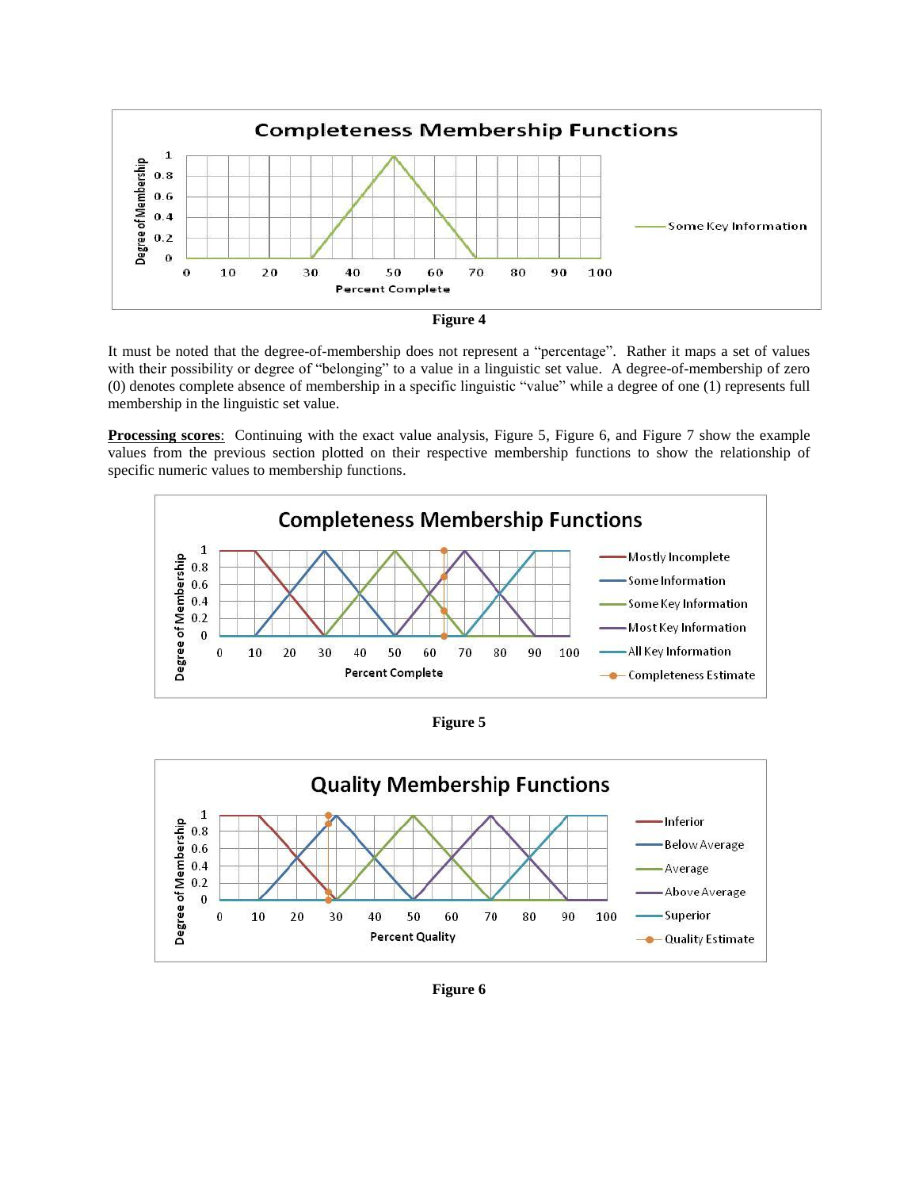Figure 4

It must be noted that the degree-of-membership does not represent a "percentage". Rather it maps a set of values with their possibility or degree of "belonging" to a value in a linguistic set value. A degree-of-membership of zero (0) denotes complete absence of membership in a specific linguistic "value" while a degree of one (1) represents full membership in the linguistic set value.

**Processing scores**: Continuing with the exact value analysis, Figure 5, Figure 6, and Figure 7 show the example values from the previous section plotted on their respective membership functions to show the relationship of specific numeric values to membership functions.

Figure 5

Figure 6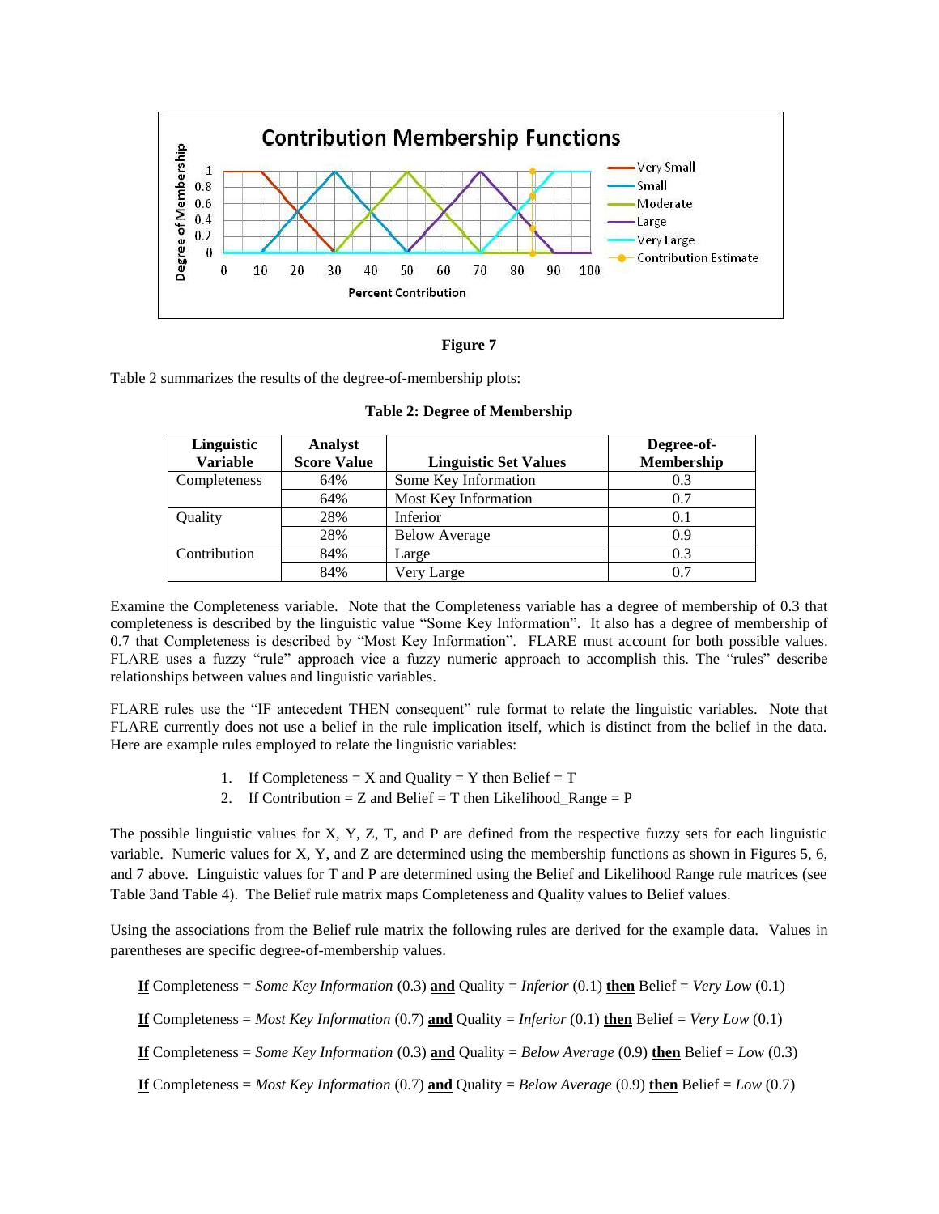**Figure 7**

Table 2 summarizes the results of the degree-of-membership plots:

**Table 2: Degree of Membership**

| Linguistic Variable | Analyst Score Value | Linguistic Set Values | Degree-of-Membership |
|---|---|---|---|
| Completeness | 64% | Some Key Information | 0.3 |
| | 64% | Most Key Information | 0.7 |
| Quality | 28% | Inferior | 0.1 |
| | 28% | Below Average | 0.9 |
| Contribution | 84% | Large | 0.3 |
| | 84% | Very Large | 0.7 |

Examine the Completeness variable. Note that the Completeness variable has a degree of membership of 0.3 that completeness is described by the linguistic value "Some Key Information". It also has a degree of membership of 0.7 that Completeness is described by "Most Key Information". FLARE must account for both possible values. FLARE uses a fuzzy "rule" approach vice a fuzzy numeric approach to accomplish this. The "rules" describe relationships between values and linguistic variables.

FLARE rules use the "IF antecedent THEN consequent" rule format to relate the linguistic variables. Note that FLARE currently does not use a belief in the rule implication itself, which is distinct from the belief in the data. Here are example rules employed to relate the linguistic variables:

1. If Completeness = X and Quality = Y then Belief = T
2. If Contribution = Z and Belief = T then Likelihood_Range = P

The possible linguistic values for X, Y, Z, T, and P are defined from the respective fuzzy sets for each linguistic variable. Numeric values for X, Y, and Z are determined using the membership functions as shown in Figures 5, 6, and 7 above. Linguistic values for T and P are determined using the Belief and Likelihood Range rule matrices (see Table 3and Table 4). The Belief rule matrix maps Completeness and Quality values to Belief values.

Using the associations from the Belief rule matrix the following rules are derived for the example data. Values in parentheses are specific degree-of-membership values.

**If** Completeness = *Some Key Information* (0.3) **and** Quality = *Inferior* (0.1) **then** Belief = *Very Low* (0.1)

**If** Completeness = *Most Key Information* (0.7) **and** Quality = *Inferior* (0.1) **then** Belief = *Very Low* (0.1)

**If** Completeness = *Some Key Information* (0.3) **and** Quality = *Below Average* (0.9) **then** Belief = *Low* (0.3)

**If** Completeness = *Most Key Information* (0.7) **and** Quality = *Below Average* (0.9) **then** Belief = *Low* (0.7)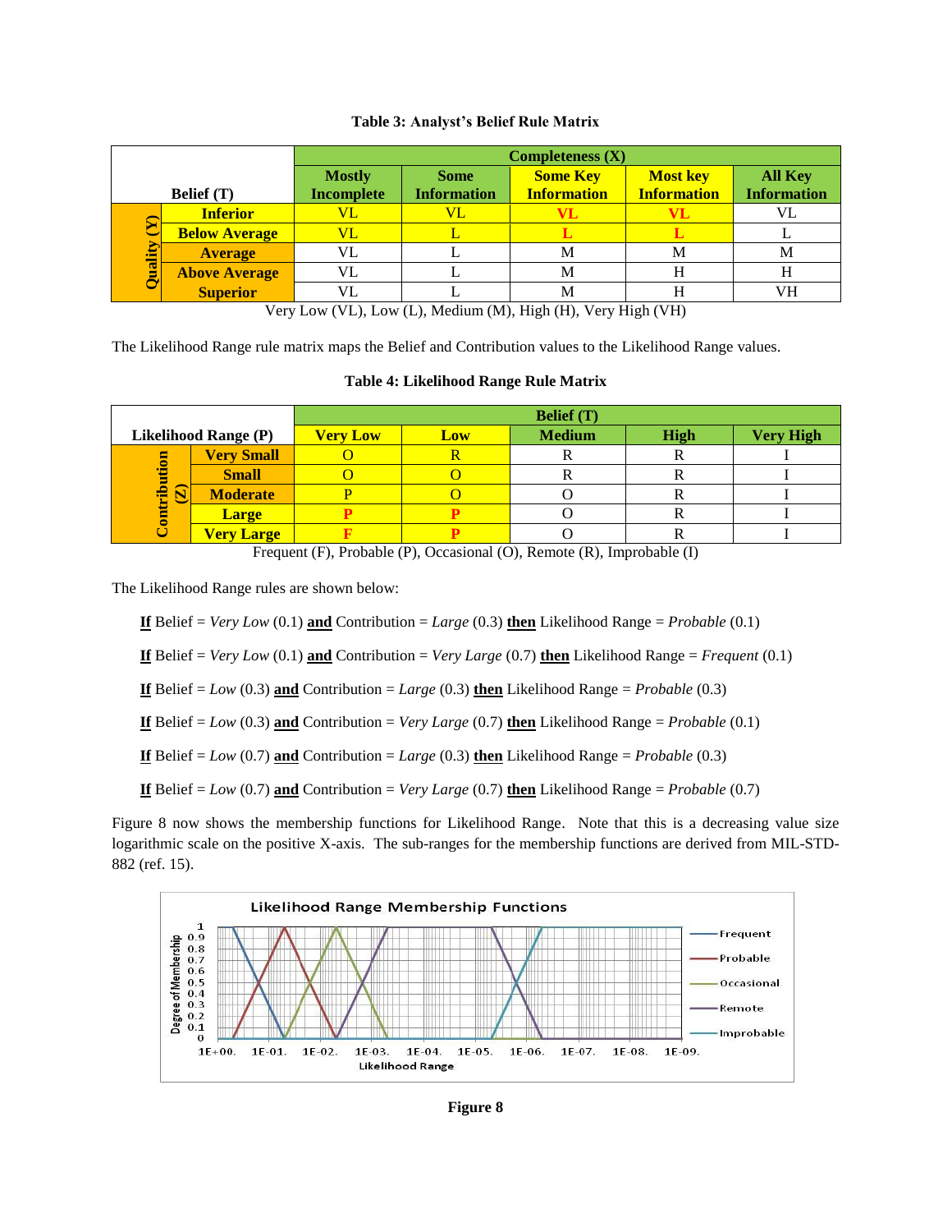**Table 3: Analyst's Belief Rule Matrix**

| Belief (T) | | Completeness (X) | | | | |
|---|---|---|---|---|---|---|
| | | Mostly Incomplete | Some Information | Some Key Information | Most key Information | All Key Information |
| Quality (Y) | Inferior | VL | VL | **VL** | **VL** | VL |
| | Below Average | VL | L | **L** | **L** | L |
| | Average | VL | L | M | M | M |
| | Above Average | VL | L | M | H | H |
| | Superior | VL | L | M | H | VH |

Very Low (VL), Low (L), Medium (M), High (H), Very High (VH)

The Likelihood Range rule matrix maps the Belief and Contribution values to the Likelihood Range values.

**Table 4: Likelihood Range Rule Matrix**

| Likelihood Range (P) | | Belief (T) | | | | |
|---|---|---|---|---|---|---|
| | | Very Low | Low | Medium | High | Very High |
| Contribution (Z) | Very Small | O | R | R | R | I |
| | Small | O | O | R | R | I |
| | Moderate | P | O | O | R | I |
| | Large | **P** | **P** | O | R | I |
| | Very Large | **F** | **P** | O | R | I |

Frequent (F), Probable (P), Occasional (O), Remote (R), Improbable (I)

The Likelihood Range rules are shown below:

**If** Belief = *Very Low* (0.1) **and** Contribution = *Large* (0.3) **then** Likelihood Range = *Probable* (0.1)

**If** Belief = *Very Low* (0.1) **and** Contribution = *Very Large* (0.7) **then** Likelihood Range = *Frequent* (0.1)

**If** Belief = *Low* (0.3) **and** Contribution = *Large* (0.3) **then** Likelihood Range = *Probable* (0.3)

**If** Belief = *Low* (0.3) **and** Contribution = *Very Large* (0.7) **then** Likelihood Range = *Probable* (0.1)

**If** Belief = *Low* (0.7) **and** Contribution = *Large* (0.3) **then** Likelihood Range = *Probable* (0.3)

**If** Belief = *Low* (0.7) **and** Contribution = *Very Large* (0.7) **then** Likelihood Range = *Probable* (0.7)

Figure 8 now shows the membership functions for Likelihood Range. Note that this is a decreasing value size logarithmic scale on the positive X-axis. The sub-ranges for the membership functions are derived from MIL-STD-882 (ref. 15).

**Figure 8**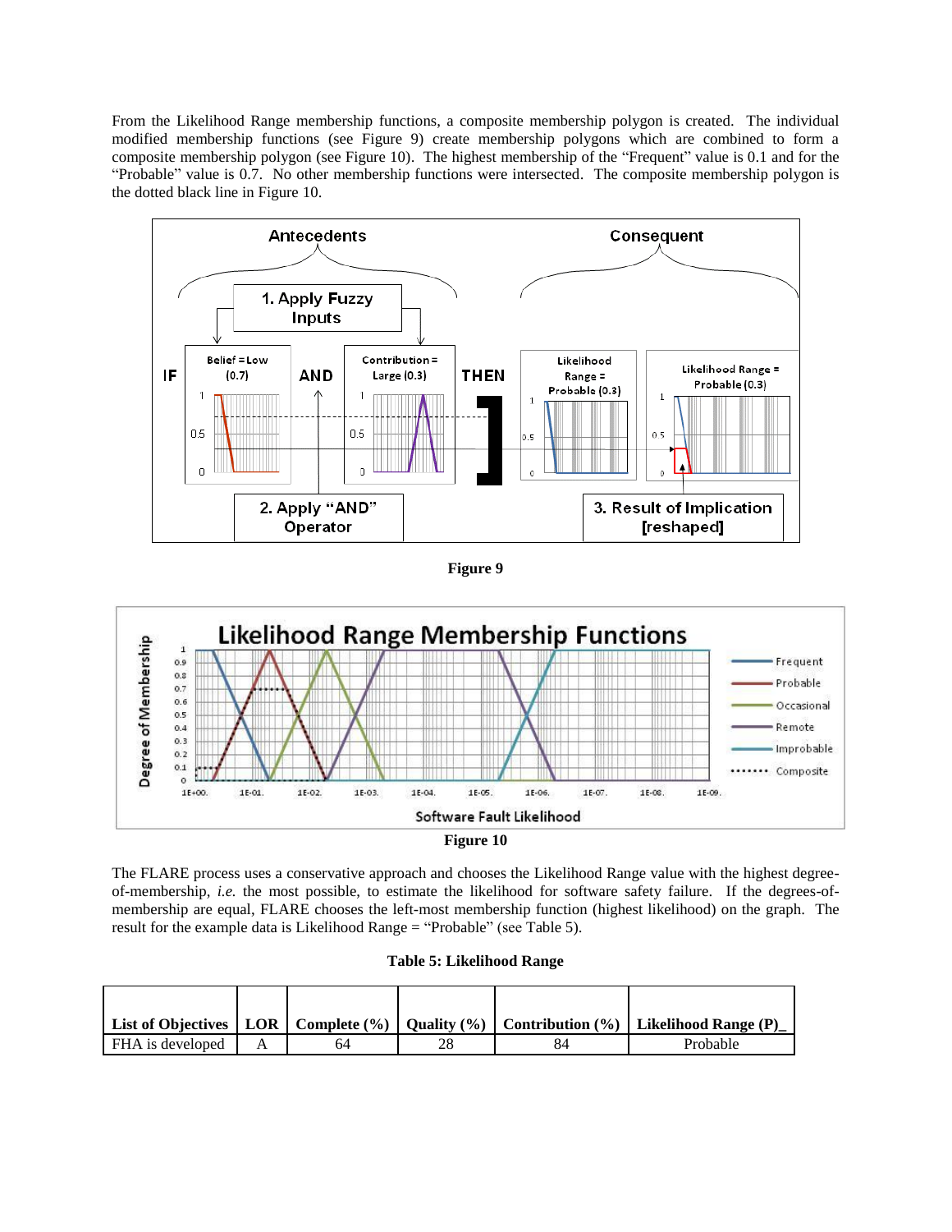From the Likelihood Range membership functions, a composite membership polygon is created. The individual modified membership functions (see Figure 9) create membership polygons which are combined to form a composite membership polygon (see Figure 10). The highest membership of the "Frequent" value is 0.1 and for the "Probable" value is 0.7. No other membership functions were intersected. The composite membership polygon is the dotted black line in Figure 10.

**Figure 9**

**Figure 10**

The FLARE process uses a conservative approach and chooses the Likelihood Range value with the highest degree-of-membership, *i.e.* the most possible, to estimate the likelihood for software safety failure. If the degrees-of-membership are equal, FLARE chooses the left-most membership function (highest likelihood) on the graph. The result for the example data is Likelihood Range = "Probable" (see Table 5).

**Table 5: Likelihood Range**

| List of Objectives | LOR | Complete (%) | Quality (%) | Contribution (%) | Likelihood Range (P)_ |
|---|---|---|---|---|---|
| FHA is developed | A | 64 | 28 | 84 | Probable |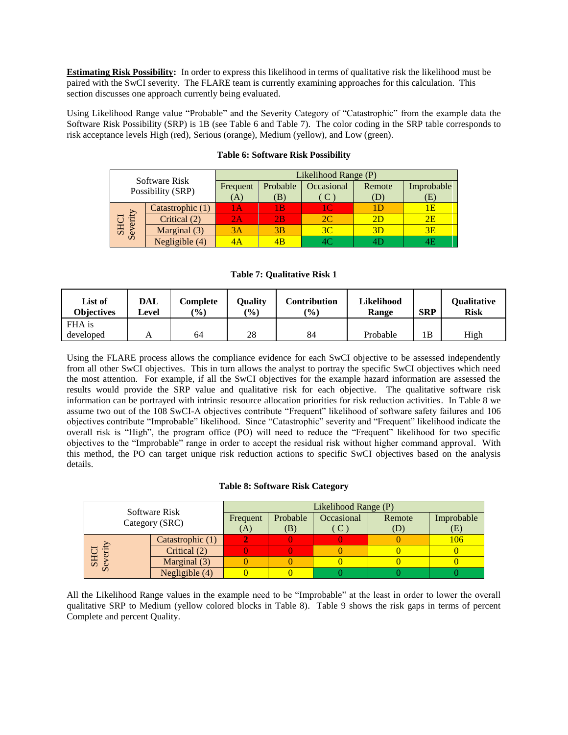**Estimating Risk Possibility:** In order to express this likelihood in terms of qualitative risk the likelihood must be paired with the SwCI severity. The FLARE team is currently examining approaches for this calculation. This section discusses one approach currently being evaluated.

Using Likelihood Range value "Probable" and the Severity Category of "Catastrophic" from the example data the Software Risk Possibility (SRP) is 1B (see Table 6 and Table 7). The color coding in the SRP table corresponds to risk acceptance levels High (red), Serious (orange), Medium (yellow), and Low (green).

**Table 6: Software Risk Possibility**

| Software Risk Possibility (SRP) | | Likelihood Range (P) | | | | |
|---|---|---|---|---|---|---|
| | | Frequent (A) | Probable (B) | Occasional ( C ) | Remote (D) | Improbable (E) |
| SHCI Severity | Catastrophic (1) | 1A | 1B | 1C | 1D | 1E |
| | Critical (2) | 2A | 2B | 2C | 2D | 2E |
| | Marginal (3) | 3A | 3B | 3C | 3D | 3E |
| | Negligible (4) | 4A | 4B | 4C | 4D | 4E |

**Table 7: Qualitative Risk 1**

| List of Objectives | DAL Level | Complete (%) | Quality (%) | Contribution (%) | Likelihood Range | SRP | Qualitative Risk |
|---|---|---|---|---|---|---|---|
| FHA is developed | A | 64 | 28 | 84 | Probable | 1B | High |

Using the FLARE process allows the compliance evidence for each SwCI objective to be assessed independently from all other SwCI objectives. This in turn allows the analyst to portray the specific SwCI objectives which need the most attention. For example, if all the SwCI objectives for the example hazard information are assessed the results would provide the SRP value and qualitative risk for each objective. The qualitative software risk information can be portrayed with intrinsic resource allocation priorities for risk reduction activities. In Table 8 we assume two out of the 108 SwCI-A objectives contribute "Frequent" likelihood of software safety failures and 106 objectives contribute "Improbable" likelihood. Since "Catastrophic" severity and "Frequent" likelihood indicate the overall risk is "High", the program office (PO) will need to reduce the "Frequent" likelihood for two specific objectives to the "Improbable" range in order to accept the residual risk without higher command approval. With this method, the PO can target unique risk reduction actions to specific SwCI objectives based on the analysis details.

**Table 8: Software Risk Category**

| Software Risk Category (SRC) | | Likelihood Range (P) | | | | |
|---|---|---|---|---|---|---|
| | | Frequent (A) | Probable (B) | Occasional ( C ) | Remote (D) | Improbable (E) |
| SHCI Severity | Catastrophic (1) | **2** | 0 | 0 | 0 | 106 |
| | Critical (2) | 0 | 0 | 0 | 0 | 0 |
| | Marginal (3) | 0 | 0 | 0 | 0 | 0 |
| | Negligible (4) | 0 | 0 | 0 | 0 | 0 |

All the Likelihood Range values in the example need to be "Improbable" at the least in order to lower the overall qualitative SRP to Medium (yellow colored blocks in Table 8). Table 9 shows the risk gaps in terms of percent Complete and percent Quality.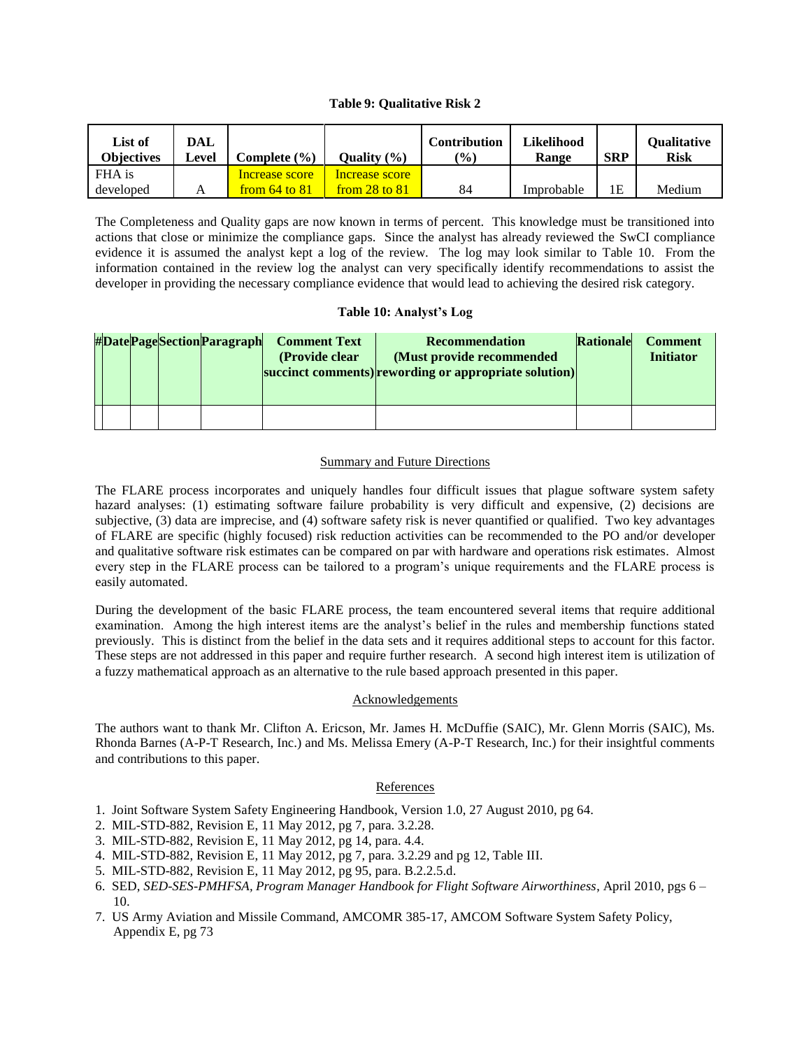**Table 9: Qualitative Risk 2**

| List of Objectives | DAL Level | Complete (%) | Quality (%) | Contribution (%) | Likelihood Range | SRP | Qualitative Risk |
|---|---|---|---|---|---|---|---|
| FHA is developed | A | Increase score from 64 to 81 | Increase score from 28 to 81 | 84 | Improbable | 1E | Medium |

The Completeness and Quality gaps are now known in terms of percent. This knowledge must be transitioned into actions that close or minimize the compliance gaps. Since the analyst has already reviewed the SwCI compliance evidence it is assumed the analyst kept a log of the review. The log may look similar to Table 10. From the information contained in the review log the analyst can very specifically identify recommendations to assist the developer in providing the necessary compliance evidence that would lead to achieving the desired risk category.

**Table 10: Analyst's Log**

| # | Date | Page | Section | Paragraph | Comment Text (Provide clear succinct comments) | Recommendation (Must provide recommended rewording or appropriate solution) | Rationale | Comment Initiator |
|---|---|---|---|---|---|---|---|---|
| | | | | | | | | |

## Summary and Future Directions

The FLARE process incorporates and uniquely handles four difficult issues that plague software system safety hazard analyses: (1) estimating software failure probability is very difficult and expensive, (2) decisions are subjective, (3) data are imprecise, and (4) software safety risk is never quantified or qualified. Two key advantages of FLARE are specific (highly focused) risk reduction activities can be recommended to the PO and/or developer and qualitative software risk estimates can be compared on par with hardware and operations risk estimates. Almost every step in the FLARE process can be tailored to a program's unique requirements and the FLARE process is easily automated.

During the development of the basic FLARE process, the team encountered several items that require additional examination. Among the high interest items are the analyst's belief in the rules and membership functions stated previously. This is distinct from the belief in the data sets and it requires additional steps to account for this factor. These steps are not addressed in this paper and require further research. A second high interest item is utilization of a fuzzy mathematical approach as an alternative to the rule based approach presented in this paper.

## Acknowledgements

The authors want to thank Mr. Clifton A. Ericson, Mr. James H. McDuffie (SAIC), Mr. Glenn Morris (SAIC), Ms. Rhonda Barnes (A-P-T Research, Inc.) and Ms. Melissa Emery (A-P-T Research, Inc.) for their insightful comments and contributions to this paper.

## References

1. Joint Software System Safety Engineering Handbook, Version 1.0, 27 August 2010, pg 64.
2. MIL-STD-882, Revision E, 11 May 2012, pg 7, para. 3.2.28.
3. MIL-STD-882, Revision E, 11 May 2012, pg 14, para. 4.4.
4. MIL-STD-882, Revision E, 11 May 2012, pg 7, para. 3.2.29 and pg 12, Table III.
5. MIL-STD-882, Revision E, 11 May 2012, pg 95, para. B.2.2.5.d.
6. SED, *SED-SES-PMHFSA, Program Manager Handbook for Flight Software Airworthiness*, April 2010, pgs 6 – 10.
7. US Army Aviation and Missile Command, AMCOMR 385-17, AMCOM Software System Safety Policy, Appendix E, pg 73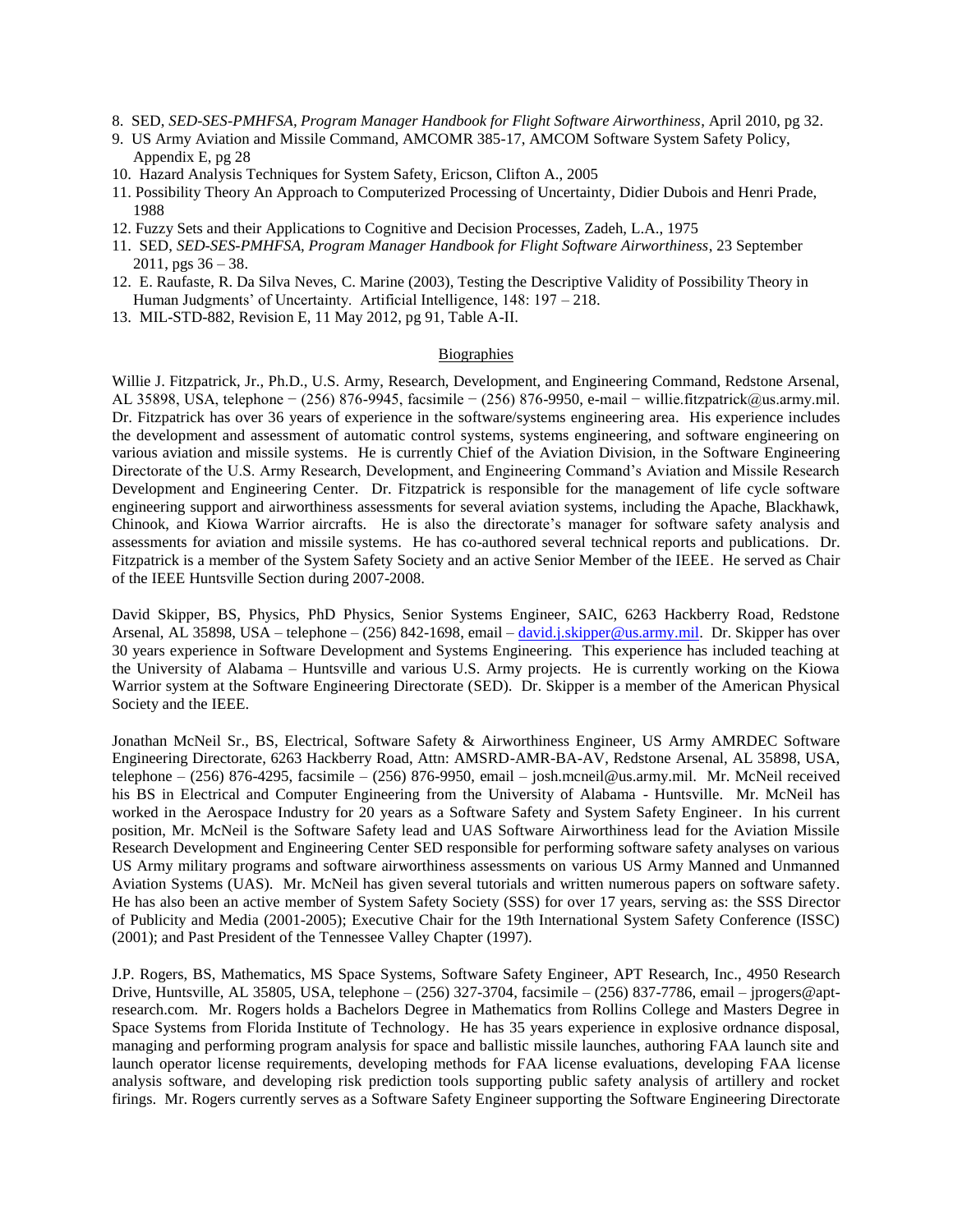8. SED, *SED-SES-PMHFSA, Program Manager Handbook for Flight Software Airworthiness*, April 2010, pg 32.
9. US Army Aviation and Missile Command, AMCOMR 385-17, AMCOM Software System Safety Policy, Appendix E, pg 28
10. Hazard Analysis Techniques for System Safety, Ericson, Clifton A., 2005
11. Possibility Theory An Approach to Computerized Processing of Uncertainty, Didier Dubois and Henri Prade, 1988
12. Fuzzy Sets and their Applications to Cognitive and Decision Processes, Zadeh, L.A., 1975
11. SED, *SED-SES-PMHFSA, Program Manager Handbook for Flight Software Airworthiness*, 23 September 2011, pgs 36 – 38.
12. E. Raufaste, R. Da Silva Neves, C. Marine (2003), Testing the Descriptive Validity of Possibility Theory in Human Judgments' of Uncertainty. Artificial Intelligence, 148: 197 – 218.
13. MIL-STD-882, Revision E, 11 May 2012, pg 91, Table A-II.

## Biographies

Willie J. Fitzpatrick, Jr., Ph.D., U.S. Army, Research, Development, and Engineering Command, Redstone Arsenal, AL 35898, USA, telephone − (256) 876-9945, facsimile − (256) 876-9950, e-mail − willie.fitzpatrick@us.army.mil. Dr. Fitzpatrick has over 36 years of experience in the software/systems engineering area. His experience includes the development and assessment of automatic control systems, systems engineering, and software engineering on various aviation and missile systems. He is currently Chief of the Aviation Division, in the Software Engineering Directorate of the U.S. Army Research, Development, and Engineering Command's Aviation and Missile Research Development and Engineering Center. Dr. Fitzpatrick is responsible for the management of life cycle software engineering support and airworthiness assessments for several aviation systems, including the Apache, Blackhawk, Chinook, and Kiowa Warrior aircrafts. He is also the directorate's manager for software safety analysis and assessments for aviation and missile systems. He has co-authored several technical reports and publications. Dr. Fitzpatrick is a member of the System Safety Society and an active Senior Member of the IEEE. He served as Chair of the IEEE Huntsville Section during 2007-2008.

David Skipper, BS, Physics, PhD Physics, Senior Systems Engineer, SAIC, 6263 Hackberry Road, Redstone Arsenal, AL 35898, USA – telephone – (256) 842-1698, email – david.j.skipper@us.army.mil. Dr. Skipper has over 30 years experience in Software Development and Systems Engineering. This experience has included teaching at the University of Alabama – Huntsville and various U.S. Army projects. He is currently working on the Kiowa Warrior system at the Software Engineering Directorate (SED). Dr. Skipper is a member of the American Physical Society and the IEEE.

Jonathan McNeil Sr., BS, Electrical, Software Safety & Airworthiness Engineer, US Army AMRDEC Software Engineering Directorate, 6263 Hackberry Road, Attn: AMSRD-AMR-BA-AV, Redstone Arsenal, AL 35898, USA, telephone – (256) 876-4295, facsimile – (256) 876-9950, email – josh.mcneil@us.army.mil. Mr. McNeil received his BS in Electrical and Computer Engineering from the University of Alabama - Huntsville. Mr. McNeil has worked in the Aerospace Industry for 20 years as a Software Safety and System Safety Engineer. In his current position, Mr. McNeil is the Software Safety lead and UAS Software Airworthiness lead for the Aviation Missile Research Development and Engineering Center SED responsible for performing software safety analyses on various US Army military programs and software airworthiness assessments on various US Army Manned and Unmanned Aviation Systems (UAS). Mr. McNeil has given several tutorials and written numerous papers on software safety. He has also been an active member of System Safety Society (SSS) for over 17 years, serving as: the SSS Director of Publicity and Media (2001-2005); Executive Chair for the 19th International System Safety Conference (ISSC) (2001); and Past President of the Tennessee Valley Chapter (1997).

J.P. Rogers, BS, Mathematics, MS Space Systems, Software Safety Engineer, APT Research, Inc., 4950 Research Drive, Huntsville, AL 35805, USA, telephone – (256) 327-3704, facsimile – (256) 837-7786, email – jprogers@apt-research.com. Mr. Rogers holds a Bachelors Degree in Mathematics from Rollins College and Masters Degree in Space Systems from Florida Institute of Technology. He has 35 years experience in explosive ordnance disposal, managing and performing program analysis for space and ballistic missile launches, authoring FAA launch site and launch operator license requirements, developing methods for FAA license evaluations, developing FAA license analysis software, and developing risk prediction tools supporting public safety analysis of artillery and rocket firings. Mr. Rogers currently serves as a Software Safety Engineer supporting the Software Engineering Directorate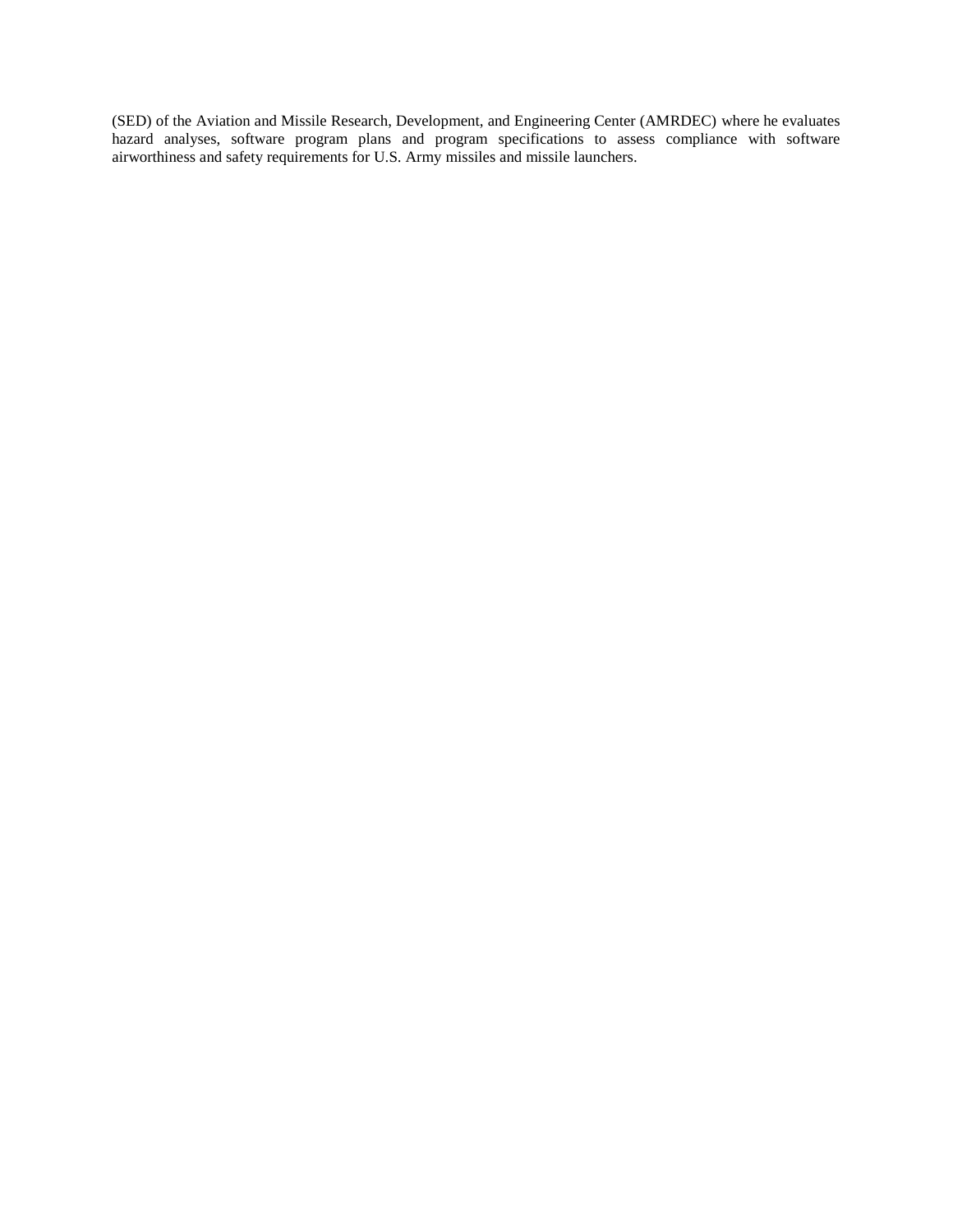(SED) of the Aviation and Missile Research, Development, and Engineering Center (AMRDEC) where he evaluates hazard analyses, software program plans and program specifications to assess compliance with software airworthiness and safety requirements for U.S. Army missiles and missile launchers.